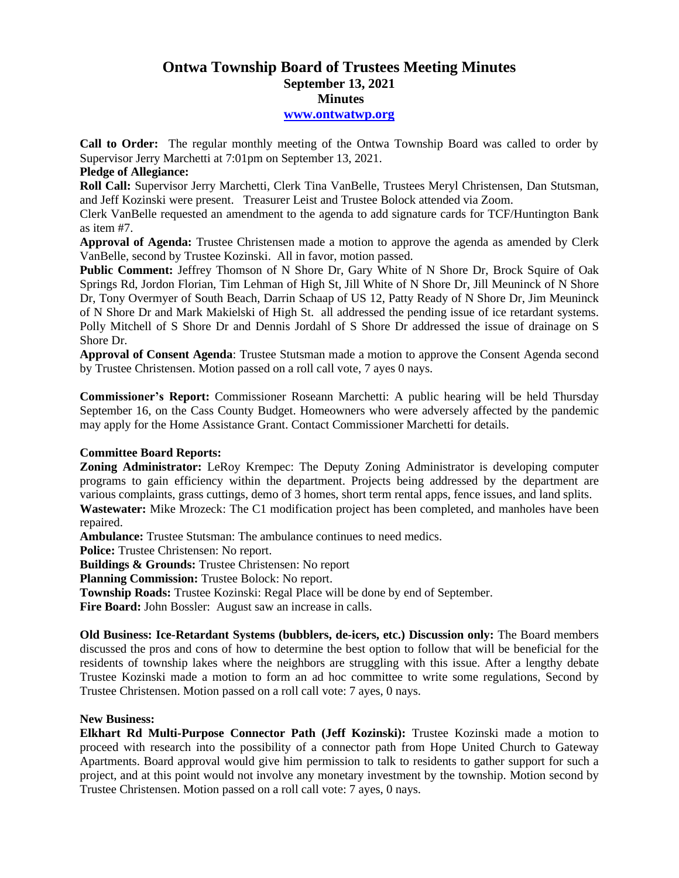# Ontwa Township Board of Trustees Meeting Minutes

## September 13, 2021

## Minutes

**www.ontwatwp.org**

**Call to Order:** The regular monthly meeting of the Ontwa Township Board was called to order by Supervisor Jerry Marchetti at 7:01pm on September 13, 2021.

**Pledge of Allegiance:**

**Roll Call:** Supervisor Jerry Marchetti, Clerk Tina VanBelle, Trustees Meryl Christensen, Dan Stutsman, and Jeff Kozinski were present. Treasurer Leist and Trustee Bolock attended via Zoom.

Clerk VanBelle requested an amendment to the agenda to add signature cards for TCF/Huntington Bank as item #7.

**Approval of Agenda:** Trustee Christensen made a motion to approve the agenda as amended by Clerk VanBelle, second by Trustee Kozinski. All in favor, motion passed.

**Public Comment:** Jeffrey Thomson of N Shore Dr, Gary White of N Shore Dr, Brock Squire of Oak Springs Rd, Jordon Florian, Tim Lehman of High St, Jill White of N Shore Dr, Jill Meuninck of N Shore Dr, Tony Overmyer of South Beach, Darrin Schaap of US 12, Patty Ready of N Shore Dr, Jim Meuninck of N Shore Dr and Mark Makielski of High St. all addressed the pending issue of ice retardant systems. Polly Mitchell of S Shore Dr and Dennis Jordahl of S Shore Dr addressed the issue of drainage on S Shore Dr.

**Approval of Consent Agenda**: Trustee Stutsman made a motion to approve the Consent Agenda second by Trustee Christensen. Motion passed on a roll call vote, 7 ayes 0 nays.

**Commissioner's Report:** Commissioner Roseann Marchetti: A public hearing will be held Thursday September 16, on the Cass County Budget. Homeowners who were adversely affected by the pandemic may apply for the Home Assistance Grant. Contact Commissioner Marchetti for details.

**Committee Board Reports:**

**Zoning Administrator:** LeRoy Krempec: The Deputy Zoning Administrator is developing computer programs to gain efficiency within the department. Projects being addressed by the department are various complaints, grass cuttings, demo of 3 homes, short term rental apps, fence issues, and land splits.

**Wastewater:** Mike Mrozeck: The C1 modification project has been completed, and manholes have been repaired.

**Ambulance:** Trustee Stutsman: The ambulance continues to need medics.

**Police:** Trustee Christensen: No report.

**Buildings & Grounds:** Trustee Christensen: No report

**Planning Commission:** Trustee Bolock: No report.

**Township Roads:** Trustee Kozinski: Regal Place will be done by end of September.

**Fire Board:** John Bossler: August saw an increase in calls.

**Old Business: Ice-Retardant Systems (bubblers, de-icers, etc.) Discussion only:** The Board members discussed the pros and cons of how to determine the best option to follow that will be beneficial for the residents of township lakes where the neighbors are struggling with this issue. After a lengthy debate Trustee Kozinski made a motion to form an ad hoc committee to write some regulations, Second by Trustee Christensen. Motion passed on a roll call vote: 7 ayes, 0 nays.

**New Business:**

**Elkhart Rd Multi-Purpose Connector Path (Jeff Kozinski):** Trustee Kozinski made a motion to proceed with research into the possibility of a connector path from Hope United Church to Gateway Apartments. Board approval would give him permission to talk to residents to gather support for such a project, and at this point would not involve any monetary investment by the township. Motion second by Trustee Christensen. Motion passed on a roll call vote: 7 ayes, 0 nays.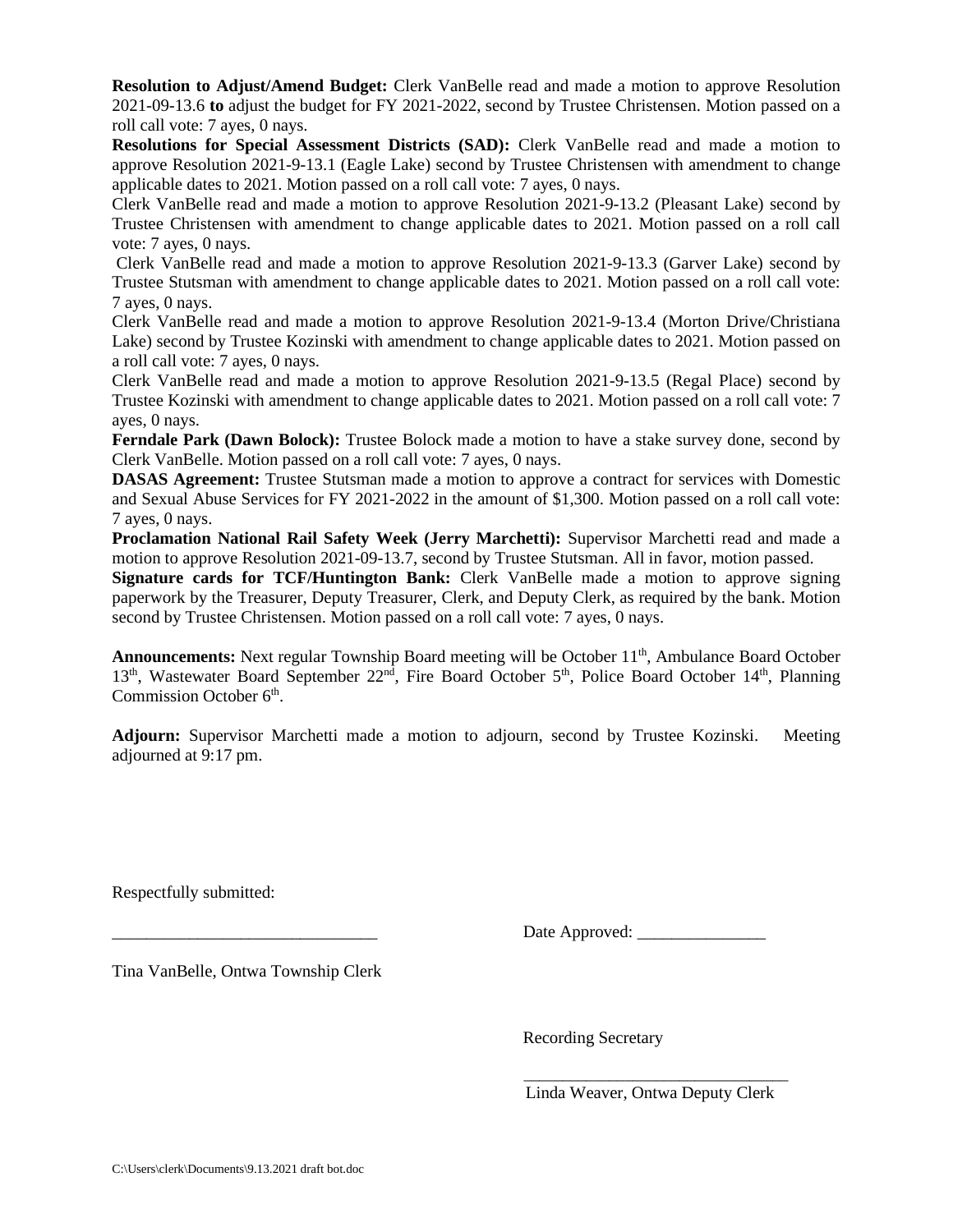**Resolution to Adjust/Amend Budget:** Clerk VanBelle read and made a motion to approve Resolution 2021-09-13.6 **to** adjust the budget for FY 2021-2022, second by Trustee Christensen. Motion passed on a roll call vote: 7 ayes, 0 nays.

**Resolutions for Special Assessment Districts (SAD):** Clerk VanBelle read and made a motion to approve Resolution 2021-9-13.1 (Eagle Lake) second by Trustee Christensen with amendment to change applicable dates to 2021. Motion passed on a roll call vote: 7 ayes, 0 nays.

Clerk VanBelle read and made a motion to approve Resolution 2021-9-13.2 (Pleasant Lake) second by Trustee Christensen with amendment to change applicable dates to 2021. Motion passed on a roll call vote: 7 ayes, 0 nays.

Clerk VanBelle read and made a motion to approve Resolution 2021-9-13.3 (Garver Lake) second by Trustee Stutsman with amendment to change applicable dates to 2021. Motion passed on a roll call vote: 7 ayes, 0 nays.

Clerk VanBelle read and made a motion to approve Resolution 2021-9-13.4 (Morton Drive/Christiana Lake) second by Trustee Kozinski with amendment to change applicable dates to 2021. Motion passed on a roll call vote: 7 ayes, 0 nays.

Clerk VanBelle read and made a motion to approve Resolution 2021-9-13.5 (Regal Place) second by Trustee Kozinski with amendment to change applicable dates to 2021. Motion passed on a roll call vote: 7 ayes, 0 nays.

**Ferndale Park (Dawn Bolock):** Trustee Bolock made a motion to have a stake survey done, second by Clerk VanBelle. Motion passed on a roll call vote: 7 ayes, 0 nays.

**DASAS Agreement:** Trustee Stutsman made a motion to approve a contract for services with Domestic and Sexual Abuse Services for FY 2021-2022 in the amount of $1,300. Motion passed on a roll call vote: 7 ayes, 0 nays.

**Proclamation National Rail Safety Week (Jerry Marchetti):** Supervisor Marchetti read and made a motion to approve Resolution 2021-09-13.7, second by Trustee Stutsman. All in favor, motion passed.

**Signature cards for TCF/Huntington Bank:** Clerk VanBelle made a motion to approve signing paperwork by the Treasurer, Deputy Treasurer, Clerk, and Deputy Clerk, as required by the bank. Motion second by Trustee Christensen. Motion passed on a roll call vote: 7 ayes, 0 nays.

**Announcements:** Next regular Township Board meeting will be October 11th, Ambulance Board October 13th, Wastewater Board September 22nd, Fire Board October 5th, Police Board October 14th, Planning Commission October 6th.

**Adjourn:** Supervisor Marchetti made a motion to adjourn, second by Trustee Kozinski. Meeting adjourned at 9:17 pm.

Respectfully submitted:

_______________________________ Date Approved: _______________

Tina VanBelle, Ontwa Township Clerk

Recording Secretary

_______________________________

Linda Weaver, Ontwa Deputy Clerk

C:\Users\clerk\Documents\9.13.2021 draft bot.doc